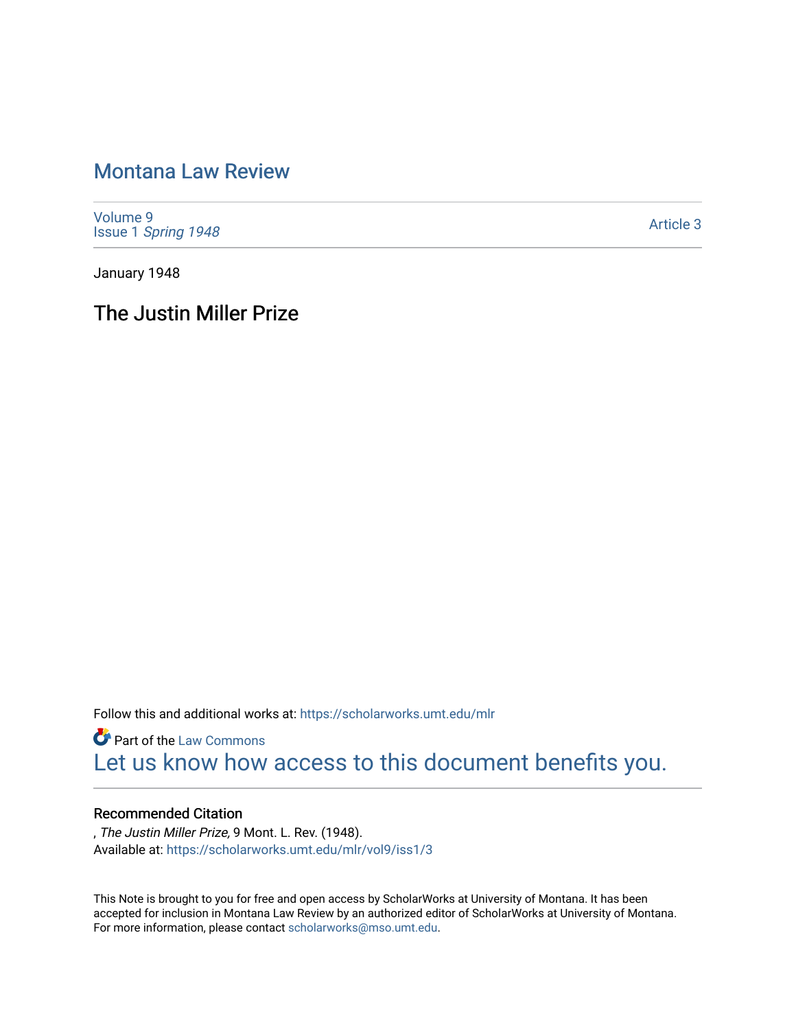# Montana Law Review

Volume 9
Issue 1 *Spring 1948*

Article 3

January 1948

## The Justin Miller Prize

Follow this and additional works at: https://scholarworks.umt.edu/mlr

Part of the Law Commons

Let us know how access to this document benefits you.

### Recommended Citation

, *The Justin Miller Prize,* 9 Mont. L. Rev. (1948).
Available at: https://scholarworks.umt.edu/mlr/vol9/iss1/3

This Note is brought to you for free and open access by ScholarWorks at University of Montana. It has been accepted for inclusion in Montana Law Review by an authorized editor of ScholarWorks at University of Montana. For more information, please contact scholarworks@mso.umt.edu.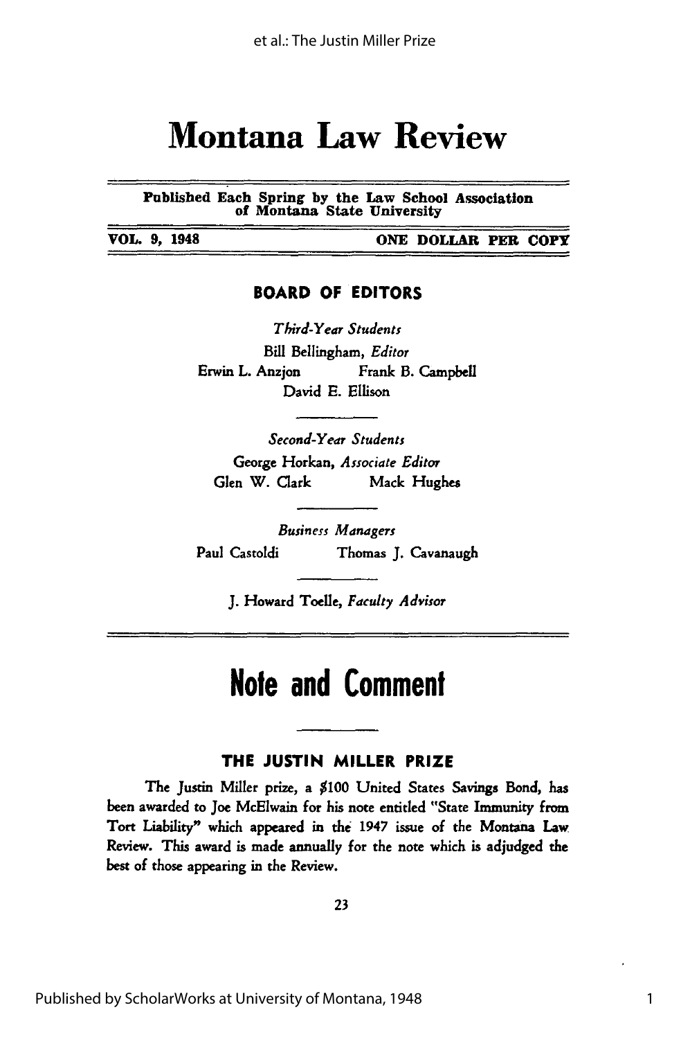# Montana Law Review

**Published Each Spring by the Law School Association of Montana State University**

**VOL. 9, 1948** **ONE DOLLAR PER COPY**

### BOARD OF EDITORS

*Third-Year Students*

Bill Bellingham, *Editor*

Erwin L. Anzjon Frank B. Campbell

David E. Ellison

*Second-Year Students*

George Horkan, *Associate Editor*

Glen W. Clark Mack Hughes

*Business Managers*

Paul Castoldi Thomas J. Cavanaugh

J. Howard Toelle, *Faculty Advisor*

# Note and Comment

### THE JUSTIN MILLER PRIZE

The Justin Miller prize, a $100 United States Savings Bond, has been awarded to Joe McElwain for his note entitled "State Immunity from Tort Liability" which appeared in the 1947 issue of the Montana Law Review. This award is made annually for the note which is adjudged the best of those appearing in the Review.